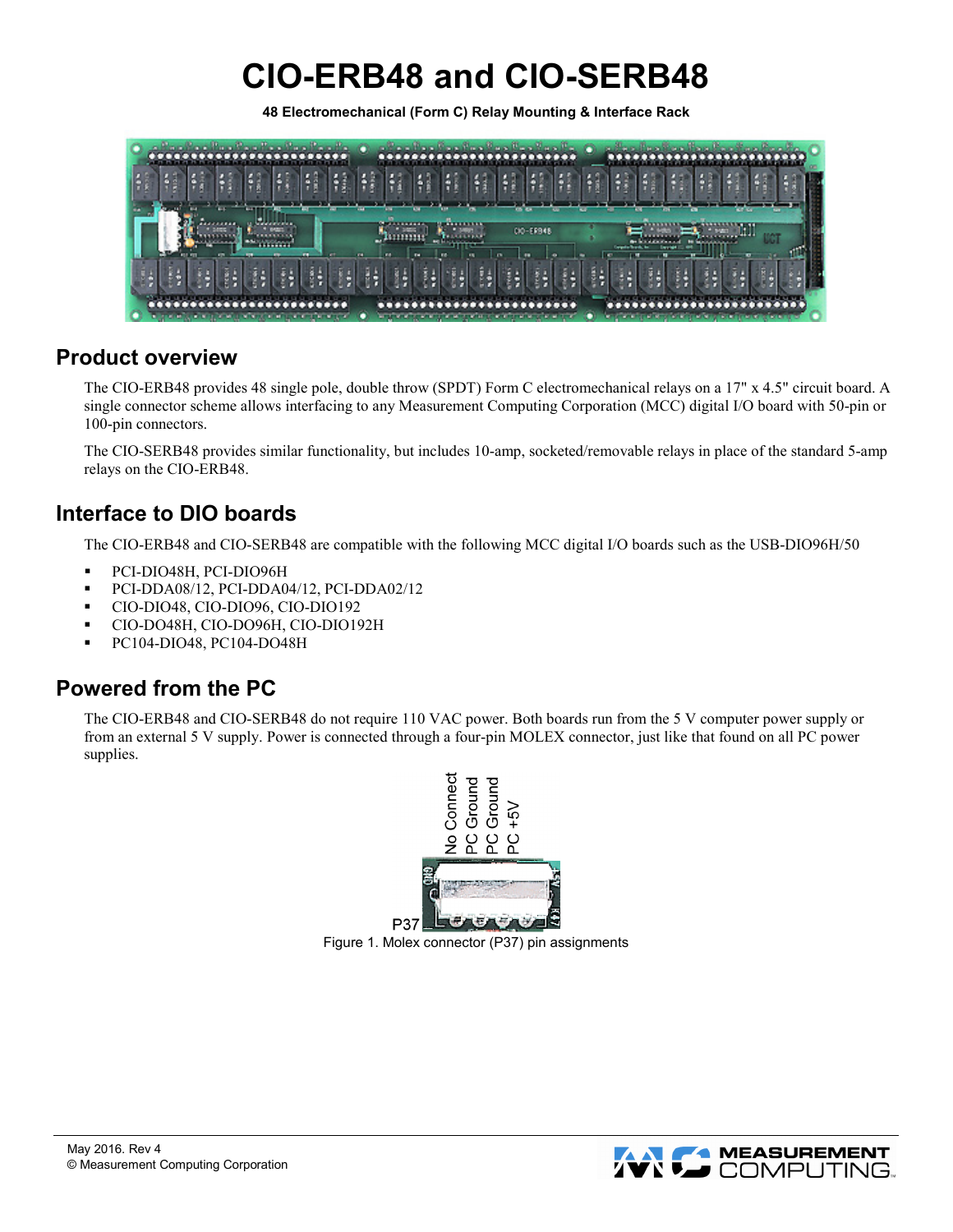# CIO-ERB48 and CIO-SERB48

**48 Electromechanical (Form C) Relay Mounting & Interface Rack**

## Product overview

The CIO-ERB48 provides 48 single pole, double throw (SPDT) Form C electromechanical relays on a 17" x 4.5" circuit board. A single connector scheme allows interfacing to any Measurement Computing Corporation (MCC) digital I/O board with 50-pin or 100-pin connectors.

The CIO-SERB48 provides similar functionality, but includes 10-amp, socketed/removable relays in place of the standard 5-amp relays on the CIO-ERB48.

## Interface to DIO boards

The CIO-ERB48 and CIO-SERB48 are compatible with the following MCC digital I/O boards such as the USB-DIO96H/50

- PCI-DIO48H, PCI-DIO96H
- PCI-DDA08/12, PCI-DDA04/12, PCI-DDA02/12
- CIO-DIO48, CIO-DIO96, CIO-DIO192
- CIO-DO48H, CIO-DO96H, CIO-DIO192H
- PC104-DIO48, PC104-DO48H

## Powered from the PC

The CIO-ERB48 and CIO-SERB48 do not require 110 VAC power. Both boards run from the 5 V computer power supply or from an external 5 V supply. Power is connected through a four-pin MOLEX connector, just like that found on all PC power supplies.

No Connect | PC Ground | PC Ground | PC +5V

P37

Figure 1. Molex connector (P37) pin assignments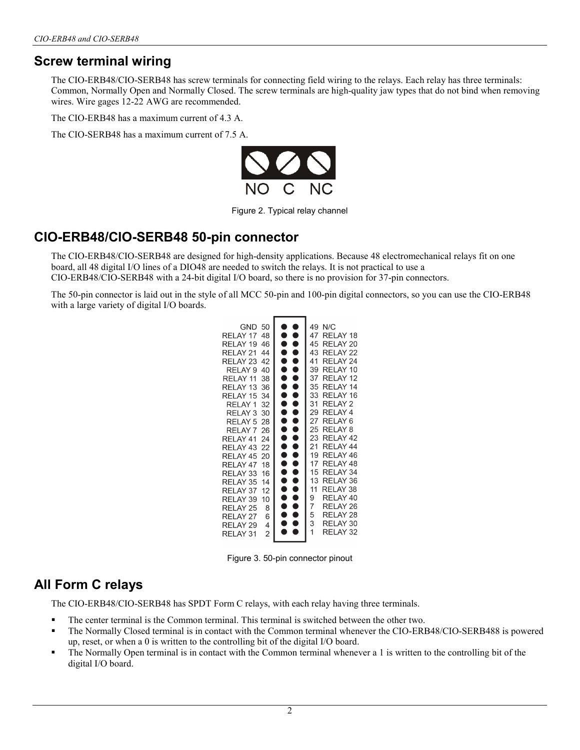## Screw terminal wiring

The CIO-ERB48/CIO-SERB48 has screw terminals for connecting field wiring to the relays. Each relay has three terminals: Common, Normally Open and Normally Closed. The screw terminals are high-quality jaw types that do not bind when removing wires. Wire gages 12-22 AWG are recommended.

The CIO-ERB48 has a maximum current of 4.3 A.

The CIO-SERB48 has a maximum current of 7.5 A.

NO C NC

Figure 2. Typical relay channel

## CIO-ERB48/CIO-SERB48 50-pin connector

The CIO-ERB48/CIO-SERB48 are designed for high-density applications. Because 48 electromechanical relays fit on one board, all 48 digital I/O lines of a DIO48 are needed to switch the relays. It is not practical to use a CIO-ERB48/CIO-SERB48 with a 24-bit digital I/O board, so there is no provision for 37-pin connectors.

The 50-pin connector is laid out in the style of all MCC 50-pin and 100-pin digital connectors, so you can use the CIO-ERB48 with a large variety of digital I/O boards.

| Signal | Pin | Pin | Signal |
|---|---|---|---|
| GND | 50 | 49 | N/C |
| RELAY 17 | 48 | 47 | RELAY 18 |
| RELAY 19 | 46 | 45 | RELAY 20 |
| RELAY 21 | 44 | 43 | RELAY 22 |
| RELAY 23 | 42 | 41 | RELAY 24 |
| RELAY 9 | 40 | 39 | RELAY 10 |
| RELAY 11 | 38 | 37 | RELAY 12 |
| RELAY 13 | 36 | 35 | RELAY 14 |
| RELAY 15 | 34 | 33 | RELAY 16 |
| RELAY 1 | 32 | 31 | RELAY 2 |
| RELAY 3 | 30 | 29 | RELAY 4 |
| RELAY 5 | 28 | 27 | RELAY 6 |
| RELAY 7 | 26 | 25 | RELAY 8 |
| RELAY 41 | 24 | 23 | RELAY 42 |
| RELAY 43 | 22 | 21 | RELAY 44 |
| RELAY 45 | 20 | 19 | RELAY 46 |
| RELAY 47 | 18 | 17 | RELAY 48 |
| RELAY 33 | 16 | 15 | RELAY 34 |
| RELAY 35 | 14 | 13 | RELAY 36 |
| RELAY 37 | 12 | 11 | RELAY 38 |
| RELAY 39 | 10 | 9 | RELAY 40 |
| RELAY 25 | 8 | 7 | RELAY 26 |
| RELAY 27 | 6 | 5 | RELAY 28 |
| RELAY 29 | 4 | 3 | RELAY 30 |
| RELAY 31 | 2 | 1 | RELAY 32 |

Figure 3. 50-pin connector pinout

## All Form C relays

The CIO-ERB48/CIO-SERB48 has SPDT Form C relays, with each relay having three terminals.

- The center terminal is the Common terminal. This terminal is switched between the other two.
- The Normally Closed terminal is in contact with the Common terminal whenever the CIO-ERB48/CIO-SERB488 is powered up, reset, or when a 0 is written to the controlling bit of the digital I/O board.
- The Normally Open terminal is in contact with the Common terminal whenever a 1 is written to the controlling bit of the digital I/O board.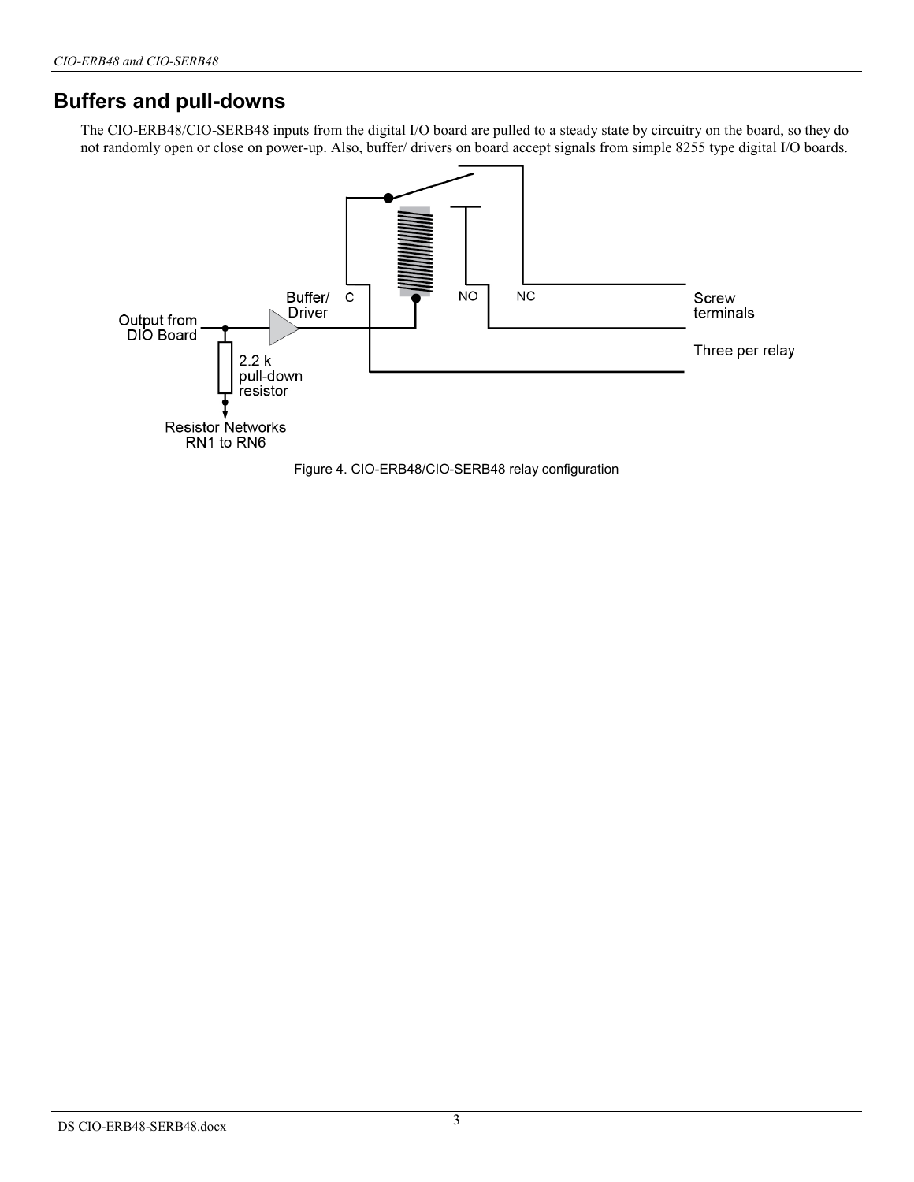## Buffers and pull-downs

The CIO-ERB48/CIO-SERB48 inputs from the digital I/O board are pulled to a steady state by circuitry on the board, so they do not randomly open or close on power-up. Also, buffer/ drivers on board accept signals from simple 8255 type digital I/O boards.

Buffer/
Driver

C

NO

NC

Screw
terminals

Three per relay

Output from
DIO Board

2.2 k
pull-down
resistor

Resistor Networks
RN1 to RN6

Figure 4. CIO-ERB48/CIO-SERB48 relay configuration